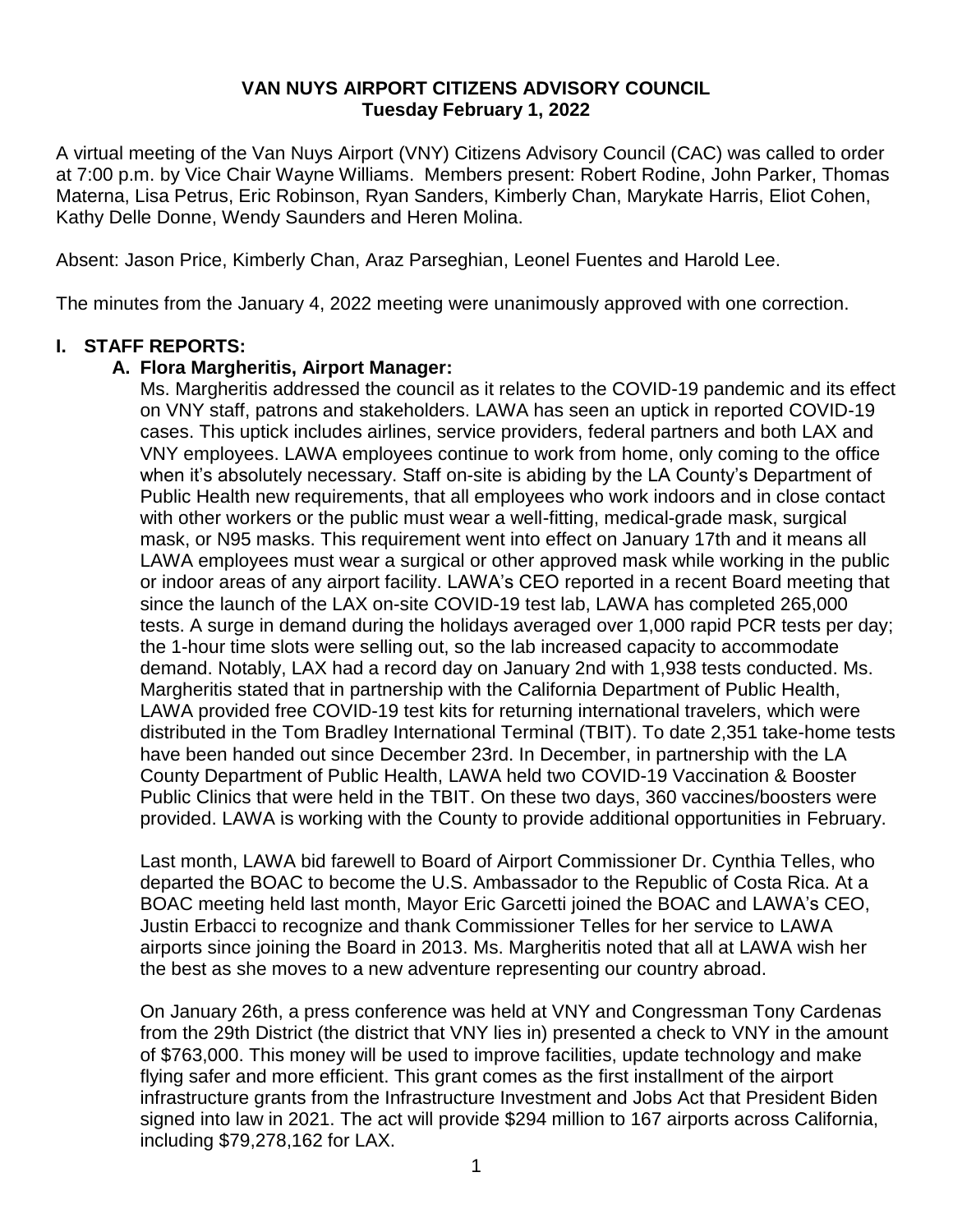**VAN NUYS AIRPORT CITIZENS ADVISORY COUNCIL**
**Tuesday February 1, 2022**

A virtual meeting of the Van Nuys Airport (VNY) Citizens Advisory Council (CAC) was called to order at 7:00 p.m. by Vice Chair Wayne Williams. Members present: Robert Rodine, John Parker, Thomas Materna, Lisa Petrus, Eric Robinson, Ryan Sanders, Kimberly Chan, Marykate Harris, Eliot Cohen, Kathy Delle Donne, Wendy Saunders and Heren Molina.

Absent: Jason Price, Kimberly Chan, Araz Parseghian, Leonel Fuentes and Harold Lee.

The minutes from the January 4, 2022 meeting were unanimously approved with one correction.

## I. STAFF REPORTS:

### A. Flora Margheritis, Airport Manager:

Ms. Margheritis addressed the council as it relates to the COVID-19 pandemic and its effect on VNY staff, patrons and stakeholders. LAWA has seen an uptick in reported COVID-19 cases. This uptick includes airlines, service providers, federal partners and both LAX and VNY employees. LAWA employees continue to work from home, only coming to the office when it's absolutely necessary. Staff on-site is abiding by the LA County's Department of Public Health new requirements, that all employees who work indoors and in close contact with other workers or the public must wear a well-fitting, medical-grade mask, surgical mask, or N95 masks. This requirement went into effect on January 17th and it means all LAWA employees must wear a surgical or other approved mask while working in the public or indoor areas of any airport facility. LAWA's CEO reported in a recent Board meeting that since the launch of the LAX on-site COVID-19 test lab, LAWA has completed 265,000 tests. A surge in demand during the holidays averaged over 1,000 rapid PCR tests per day; the 1-hour time slots were selling out, so the lab increased capacity to accommodate demand. Notably, LAX had a record day on January 2nd with 1,938 tests conducted. Ms. Margheritis stated that in partnership with the California Department of Public Health, LAWA provided free COVID-19 test kits for returning international travelers, which were distributed in the Tom Bradley International Terminal (TBIT). To date 2,351 take-home tests have been handed out since December 23rd. In December, in partnership with the LA County Department of Public Health, LAWA held two COVID-19 Vaccination & Booster Public Clinics that were held in the TBIT. On these two days, 360 vaccines/boosters were provided. LAWA is working with the County to provide additional opportunities in February.

Last month, LAWA bid farewell to Board of Airport Commissioner Dr. Cynthia Telles, who departed the BOAC to become the U.S. Ambassador to the Republic of Costa Rica. At a BOAC meeting held last month, Mayor Eric Garcetti joined the BOAC and LAWA's CEO, Justin Erbacci to recognize and thank Commissioner Telles for her service to LAWA airports since joining the Board in 2013. Ms. Margheritis noted that all at LAWA wish her the best as she moves to a new adventure representing our country abroad.

On January 26th, a press conference was held at VNY and Congressman Tony Cardenas from the 29th District (the district that VNY lies in) presented a check to VNY in the amount of $763,000. This money will be used to improve facilities, update technology and make flying safer and more efficient. This grant comes as the first installment of the airport infrastructure grants from the Infrastructure Investment and Jobs Act that President Biden signed into law in 2021. The act will provide $294 million to 167 airports across California, including $79,278,162 for LAX.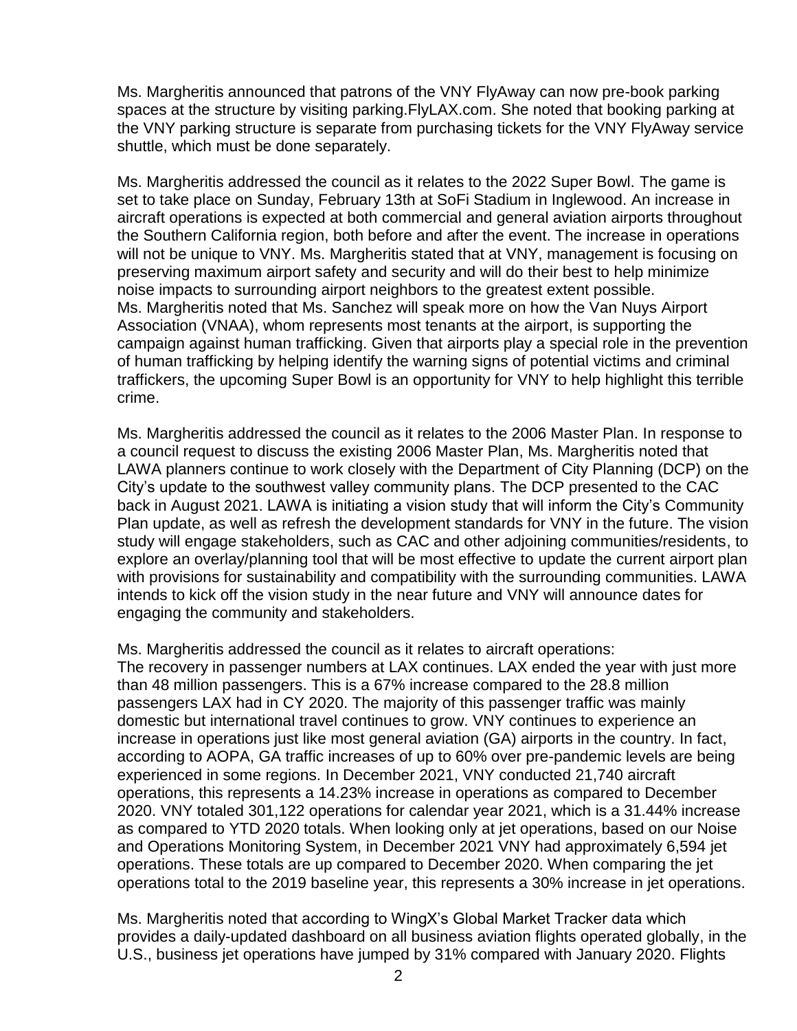Ms. Margheritis announced that patrons of the VNY FlyAway can now pre-book parking spaces at the structure by visiting parking.FlyLAX.com. She noted that booking parking at the VNY parking structure is separate from purchasing tickets for the VNY FlyAway service shuttle, which must be done separately.

Ms. Margheritis addressed the council as it relates to the 2022 Super Bowl. The game is set to take place on Sunday, February 13th at SoFi Stadium in Inglewood. An increase in aircraft operations is expected at both commercial and general aviation airports throughout the Southern California region, both before and after the event. The increase in operations will not be unique to VNY. Ms. Margheritis stated that at VNY, management is focusing on preserving maximum airport safety and security and will do their best to help minimize noise impacts to surrounding airport neighbors to the greatest extent possible.
Ms. Margheritis noted that Ms. Sanchez will speak more on how the Van Nuys Airport Association (VNAA), whom represents most tenants at the airport, is supporting the campaign against human trafficking. Given that airports play a special role in the prevention of human trafficking by helping identify the warning signs of potential victims and criminal traffickers, the upcoming Super Bowl is an opportunity for VNY to help highlight this terrible crime.

Ms. Margheritis addressed the council as it relates to the 2006 Master Plan. In response to a council request to discuss the existing 2006 Master Plan, Ms. Margheritis noted that LAWA planners continue to work closely with the Department of City Planning (DCP) on the City's update to the southwest valley community plans. The DCP presented to the CAC back in August 2021. LAWA is initiating a vision study that will inform the City's Community Plan update, as well as refresh the development standards for VNY in the future. The vision study will engage stakeholders, such as CAC and other adjoining communities/residents, to explore an overlay/planning tool that will be most effective to update the current airport plan with provisions for sustainability and compatibility with the surrounding communities. LAWA intends to kick off the vision study in the near future and VNY will announce dates for engaging the community and stakeholders.

Ms. Margheritis addressed the council as it relates to aircraft operations:
The recovery in passenger numbers at LAX continues. LAX ended the year with just more than 48 million passengers. This is a 67% increase compared to the 28.8 million passengers LAX had in CY 2020. The majority of this passenger traffic was mainly domestic but international travel continues to grow. VNY continues to experience an increase in operations just like most general aviation (GA) airports in the country. In fact, according to AOPA, GA traffic increases of up to 60% over pre-pandemic levels are being experienced in some regions. In December 2021, VNY conducted 21,740 aircraft operations, this represents a 14.23% increase in operations as compared to December 2020. VNY totaled 301,122 operations for calendar year 2021, which is a 31.44% increase as compared to YTD 2020 totals. When looking only at jet operations, based on our Noise and Operations Monitoring System, in December 2021 VNY had approximately 6,594 jet operations. These totals are up compared to December 2020. When comparing the jet operations total to the 2019 baseline year, this represents a 30% increase in jet operations.

Ms. Margheritis noted that according to WingX's Global Market Tracker data which provides a daily-updated dashboard on all business aviation flights operated globally, in the U.S., business jet operations have jumped by 31% compared with January 2020. Flights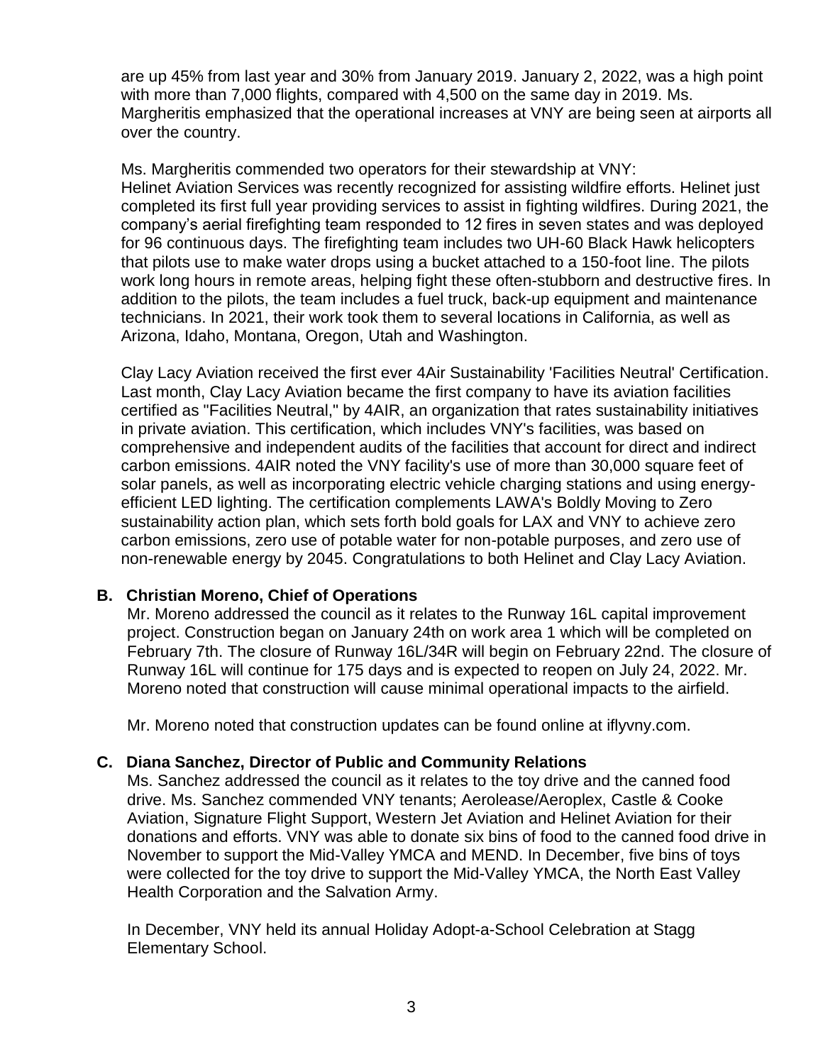are up 45% from last year and 30% from January 2019. January 2, 2022, was a high point with more than 7,000 flights, compared with 4,500 on the same day in 2019. Ms. Margheritis emphasized that the operational increases at VNY are being seen at airports all over the country.

Ms. Margheritis commended two operators for their stewardship at VNY:
Helinet Aviation Services was recently recognized for assisting wildfire efforts. Helinet just completed its first full year providing services to assist in fighting wildfires. During 2021, the company's aerial firefighting team responded to 12 fires in seven states and was deployed for 96 continuous days. The firefighting team includes two UH-60 Black Hawk helicopters that pilots use to make water drops using a bucket attached to a 150-foot line. The pilots work long hours in remote areas, helping fight these often-stubborn and destructive fires. In addition to the pilots, the team includes a fuel truck, back-up equipment and maintenance technicians. In 2021, their work took them to several locations in California, as well as Arizona, Idaho, Montana, Oregon, Utah and Washington.

Clay Lacy Aviation received the first ever 4Air Sustainability 'Facilities Neutral' Certification. Last month, Clay Lacy Aviation became the first company to have its aviation facilities certified as "Facilities Neutral," by 4AIR, an organization that rates sustainability initiatives in private aviation. This certification, which includes VNY's facilities, was based on comprehensive and independent audits of the facilities that account for direct and indirect carbon emissions. 4AIR noted the VNY facility's use of more than 30,000 square feet of solar panels, as well as incorporating electric vehicle charging stations and using energy-efficient LED lighting. The certification complements LAWA's Boldly Moving to Zero sustainability action plan, which sets forth bold goals for LAX and VNY to achieve zero carbon emissions, zero use of potable water for non-potable purposes, and zero use of non-renewable energy by 2045. Congratulations to both Helinet and Clay Lacy Aviation.

**B. Christian Moreno, Chief of Operations**

Mr. Moreno addressed the council as it relates to the Runway 16L capital improvement project. Construction began on January 24th on work area 1 which will be completed on February 7th. The closure of Runway 16L/34R will begin on February 22nd. The closure of Runway 16L will continue for 175 days and is expected to reopen on July 24, 2022. Mr. Moreno noted that construction will cause minimal operational impacts to the airfield.

Mr. Moreno noted that construction updates can be found online at iflyvny.com.

**C. Diana Sanchez, Director of Public and Community Relations**

Ms. Sanchez addressed the council as it relates to the toy drive and the canned food drive. Ms. Sanchez commended VNY tenants; Aerolease/Aeroplex, Castle & Cooke Aviation, Signature Flight Support, Western Jet Aviation and Helinet Aviation for their donations and efforts. VNY was able to donate six bins of food to the canned food drive in November to support the Mid-Valley YMCA and MEND. In December, five bins of toys were collected for the toy drive to support the Mid-Valley YMCA, the North East Valley Health Corporation and the Salvation Army.

In December, VNY held its annual Holiday Adopt-a-School Celebration at Stagg Elementary School.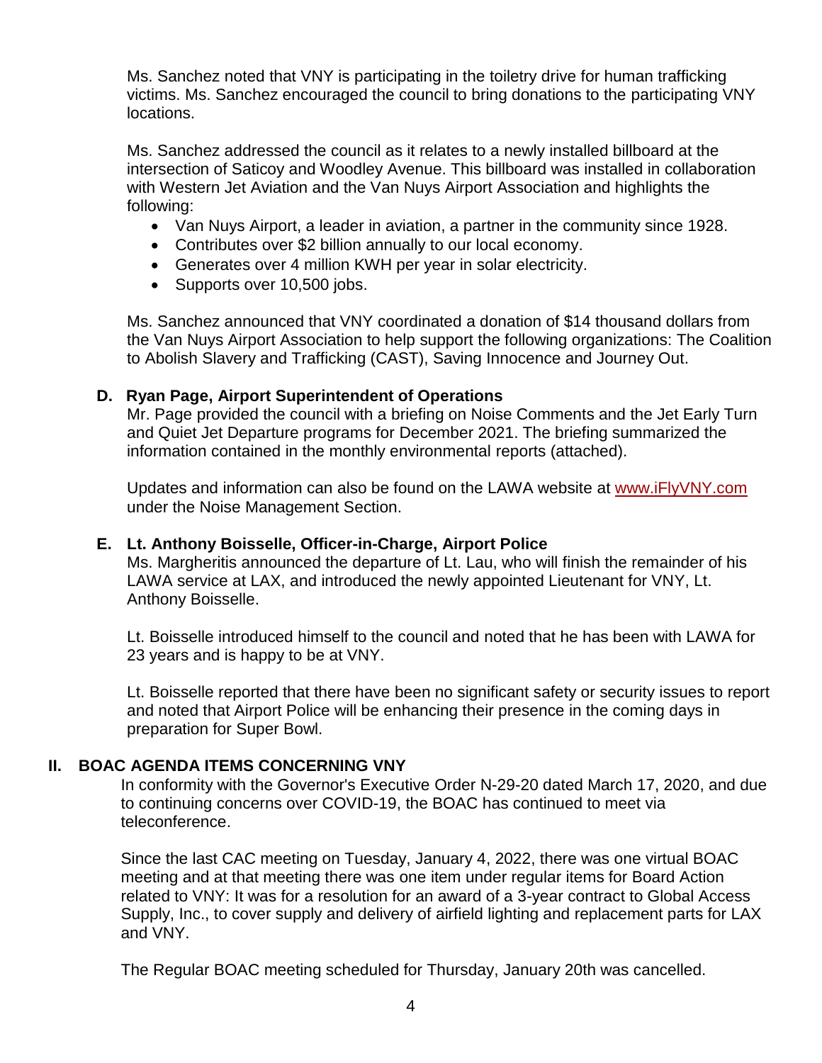Ms. Sanchez noted that VNY is participating in the toiletry drive for human trafficking victims. Ms. Sanchez encouraged the council to bring donations to the participating VNY locations.

Ms. Sanchez addressed the council as it relates to a newly installed billboard at the intersection of Saticoy and Woodley Avenue. This billboard was installed in collaboration with Western Jet Aviation and the Van Nuys Airport Association and highlights the following:

- Van Nuys Airport, a leader in aviation, a partner in the community since 1928.
- Contributes over $2 billion annually to our local economy.
- Generates over 4 million KWH per year in solar electricity.
- Supports over 10,500 jobs.

Ms. Sanchez announced that VNY coordinated a donation of $14 thousand dollars from the Van Nuys Airport Association to help support the following organizations: The Coalition to Abolish Slavery and Trafficking (CAST), Saving Innocence and Journey Out.

### D. Ryan Page, Airport Superintendent of Operations

Mr. Page provided the council with a briefing on Noise Comments and the Jet Early Turn and Quiet Jet Departure programs for December 2021. The briefing summarized the information contained in the monthly environmental reports (attached).

Updates and information can also be found on the LAWA website at [www.iFlyVNY.com](http://www.iFlyVNY.com) under the Noise Management Section.

### E. Lt. Anthony Boisselle, Officer-in-Charge, Airport Police

Ms. Margheritis announced the departure of Lt. Lau, who will finish the remainder of his LAWA service at LAX, and introduced the newly appointed Lieutenant for VNY, Lt. Anthony Boisselle.

Lt. Boisselle introduced himself to the council and noted that he has been with LAWA for 23 years and is happy to be at VNY.

Lt. Boisselle reported that there have been no significant safety or security issues to report and noted that Airport Police will be enhancing their presence in the coming days in preparation for Super Bowl.

## II. BOAC AGENDA ITEMS CONCERNING VNY

In conformity with the Governor's Executive Order N-29-20 dated March 17, 2020, and due to continuing concerns over COVID-19, the BOAC has continued to meet via teleconference.

Since the last CAC meeting on Tuesday, January 4, 2022, there was one virtual BOAC meeting and at that meeting there was one item under regular items for Board Action related to VNY: It was for a resolution for an award of a 3-year contract to Global Access Supply, Inc., to cover supply and delivery of airfield lighting and replacement parts for LAX and VNY.

The Regular BOAC meeting scheduled for Thursday, January 20th was cancelled.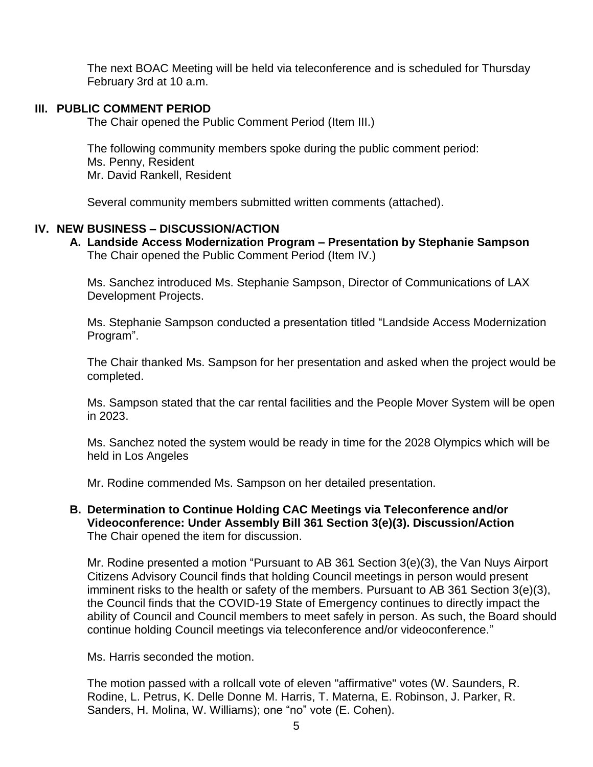The next BOAC Meeting will be held via teleconference and is scheduled for Thursday February 3rd at 10 a.m.

## III. PUBLIC COMMENT PERIOD

The Chair opened the Public Comment Period (Item III.)

The following community members spoke during the public comment period:
Ms. Penny, Resident
Mr. David Rankell, Resident

Several community members submitted written comments (attached).

## IV. NEW BUSINESS – DISCUSSION/ACTION

### A. Landside Access Modernization Program – Presentation by Stephanie Sampson

The Chair opened the Public Comment Period (Item IV.)

Ms. Sanchez introduced Ms. Stephanie Sampson, Director of Communications of LAX Development Projects.

Ms. Stephanie Sampson conducted a presentation titled "Landside Access Modernization Program".

The Chair thanked Ms. Sampson for her presentation and asked when the project would be completed.

Ms. Sampson stated that the car rental facilities and the People Mover System will be open in 2023.

Ms. Sanchez noted the system would be ready in time for the 2028 Olympics which will be held in Los Angeles

Mr. Rodine commended Ms. Sampson on her detailed presentation.

### B. Determination to Continue Holding CAC Meetings via Teleconference and/or Videoconference: Under Assembly Bill 361 Section 3(e)(3). Discussion/Action

The Chair opened the item for discussion.

Mr. Rodine presented a motion "Pursuant to AB 361 Section 3(e)(3), the Van Nuys Airport Citizens Advisory Council finds that holding Council meetings in person would present imminent risks to the health or safety of the members. Pursuant to AB 361 Section 3(e)(3), the Council finds that the COVID-19 State of Emergency continues to directly impact the ability of Council and Council members to meet safely in person. As such, the Board should continue holding Council meetings via teleconference and/or videoconference."

Ms. Harris seconded the motion.

The motion passed with a rollcall vote of eleven "affirmative" votes (W. Saunders, R. Rodine, L. Petrus, K. Delle Donne M. Harris, T. Materna, E. Robinson, J. Parker, R. Sanders, H. Molina, W. Williams); one "no" vote (E. Cohen).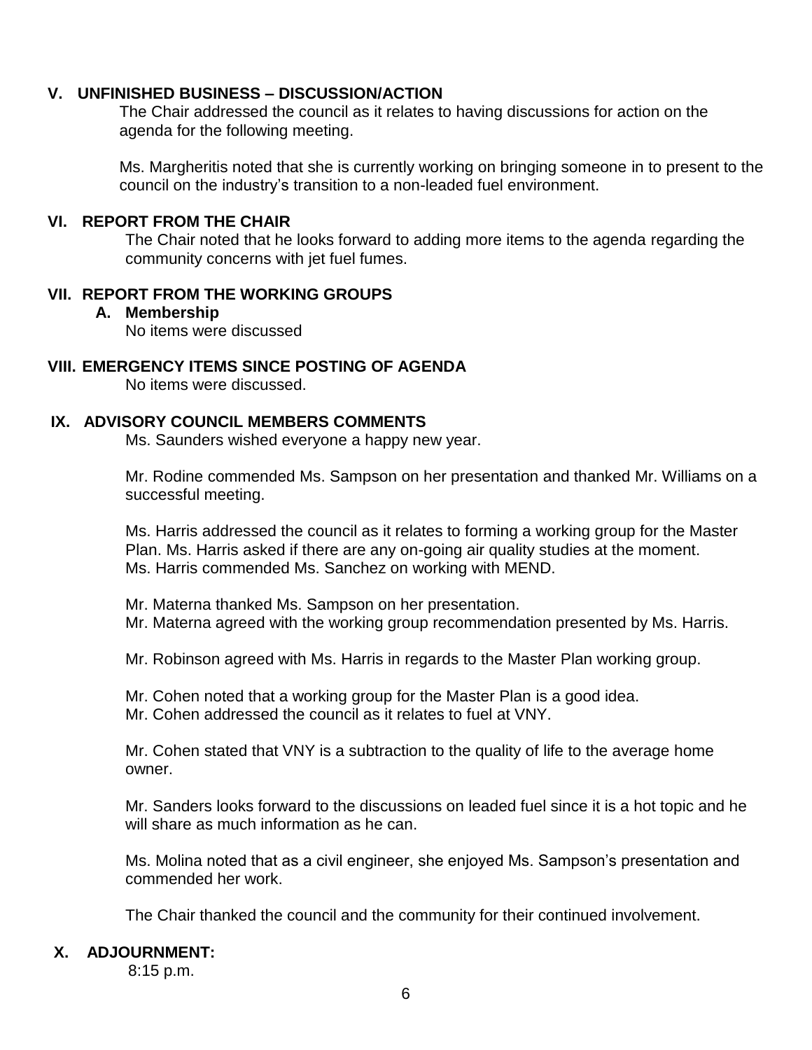## V. UNFINISHED BUSINESS – DISCUSSION/ACTION

The Chair addressed the council as it relates to having discussions for action on the agenda for the following meeting.

Ms. Margheritis noted that she is currently working on bringing someone in to present to the council on the industry's transition to a non-leaded fuel environment.

## VI. REPORT FROM THE CHAIR

The Chair noted that he looks forward to adding more items to the agenda regarding the community concerns with jet fuel fumes.

## VII. REPORT FROM THE WORKING GROUPS

### A. Membership

No items were discussed

## VIII. EMERGENCY ITEMS SINCE POSTING OF AGENDA

No items were discussed.

## IX. ADVISORY COUNCIL MEMBERS COMMENTS

Ms. Saunders wished everyone a happy new year.

Mr. Rodine commended Ms. Sampson on her presentation and thanked Mr. Williams on a successful meeting.

Ms. Harris addressed the council as it relates to forming a working group for the Master Plan. Ms. Harris asked if there are any on-going air quality studies at the moment. Ms. Harris commended Ms. Sanchez on working with MEND.

Mr. Materna thanked Ms. Sampson on her presentation.
Mr. Materna agreed with the working group recommendation presented by Ms. Harris.

Mr. Robinson agreed with Ms. Harris in regards to the Master Plan working group.

Mr. Cohen noted that a working group for the Master Plan is a good idea.
Mr. Cohen addressed the council as it relates to fuel at VNY.

Mr. Cohen stated that VNY is a subtraction to the quality of life to the average home owner.

Mr. Sanders looks forward to the discussions on leaded fuel since it is a hot topic and he will share as much information as he can.

Ms. Molina noted that as a civil engineer, she enjoyed Ms. Sampson's presentation and commended her work.

The Chair thanked the council and the community for their continued involvement.

## X. ADJOURNMENT:

8:15 p.m.